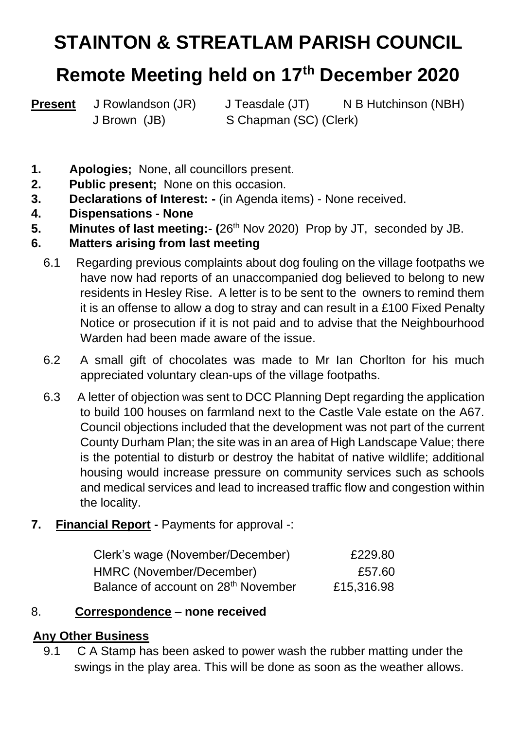# STAINTON & STREATLAM PARISH COUNCIL

# Remote Meeting held on 17th December 2020

**Present** J Rowlandson (JR) J Teasdale (JT) N B Hutchinson (NBH)
J Brown (JB) S Chapman (SC) (Clerk)

1. **Apologies;** None, all councillors present.
2. **Public present;** None on this occasion.
3. **Declarations of Interest: -** (in Agenda items) - None received.
4. **Dispensations - None**
5. **Minutes of last meeting:- (**26th Nov 2020) Prop by JT, seconded by JB.
6. **Matters arising from last meeting**

   6.1 Regarding previous complaints about dog fouling on the village footpaths we have now had reports of an unaccompanied dog believed to belong to new residents in Hesley Rise. A letter is to be sent to the owners to remind them it is an offense to allow a dog to stray and can result in a £100 Fixed Penalty Notice or prosecution if it is not paid and to advise that the Neighbourhood Warden had been made aware of the issue.

   6.2 A small gift of chocolates was made to Mr Ian Chorlton for his much appreciated voluntary clean-ups of the village footpaths.

   6.3 A letter of objection was sent to DCC Planning Dept regarding the application to build 100 houses on farmland next to the Castle Vale estate on the A67. Council objections included that the development was not part of the current County Durham Plan; the site was in an area of High Landscape Value; there is the potential to disturb or destroy the habitat of native wildlife; additional housing would increase pressure on community services such as schools and medical services and lead to increased traffic flow and congestion within the locality.

7. **Financial Report -** Payments for approval -:

| | |
|---|---|
| Clerk's wage (November/December) | £229.80 |
| HMRC (November/December) | £57.60 |
| Balance of account on 28th November | £15,316.98 |

8. **Correspondence – none received**

**Any Other Business**

9.1 C A Stamp has been asked to power wash the rubber matting under the swings in the play area. This will be done as soon as the weather allows.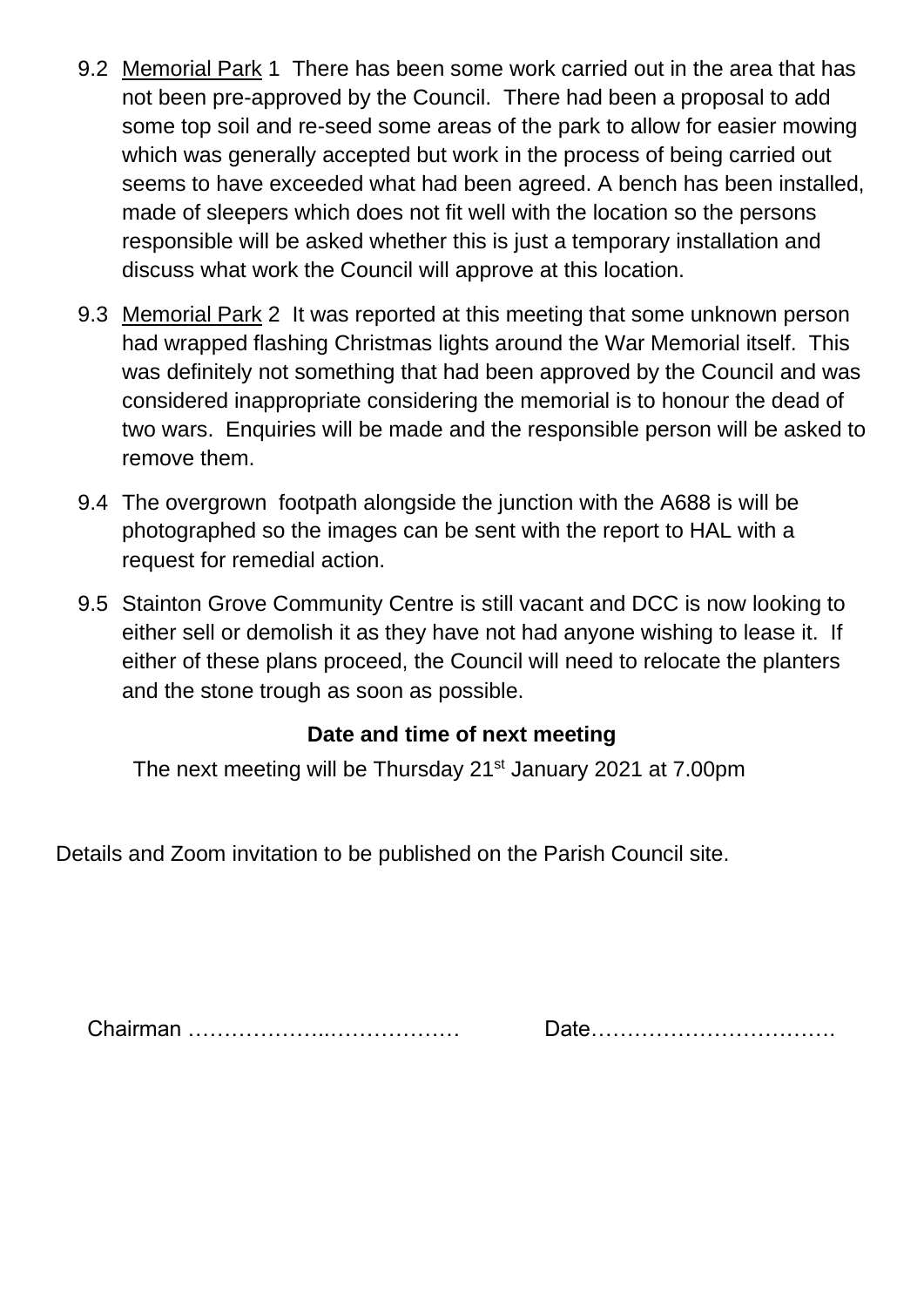9.2 Memorial Park 1 There has been some work carried out in the area that has not been pre-approved by the Council. There had been a proposal to add some top soil and re-seed some areas of the park to allow for easier mowing which was generally accepted but work in the process of being carried out seems to have exceeded what had been agreed. A bench has been installed, made of sleepers which does not fit well with the location so the persons responsible will be asked whether this is just a temporary installation and discuss what work the Council will approve at this location.

9.3 Memorial Park 2 It was reported at this meeting that some unknown person had wrapped flashing Christmas lights around the War Memorial itself. This was definitely not something that had been approved by the Council and was considered inappropriate considering the memorial is to honour the dead of two wars. Enquiries will be made and the responsible person will be asked to remove them.

9.4 The overgrown footpath alongside the junction with the A688 is will be photographed so the images can be sent with the report to HAL with a request for remedial action.

9.5 Stainton Grove Community Centre is still vacant and DCC is now looking to either sell or demolish it as they have not had anyone wishing to lease it. If either of these plans proceed, the Council will need to relocate the planters and the stone trough as soon as possible.

**Date and time of next meeting**

The next meeting will be Thursday 21st January 2021 at 7.00pm

Details and Zoom invitation to be published on the Parish Council site.

Chairman ……………….……………… Date…………………………….